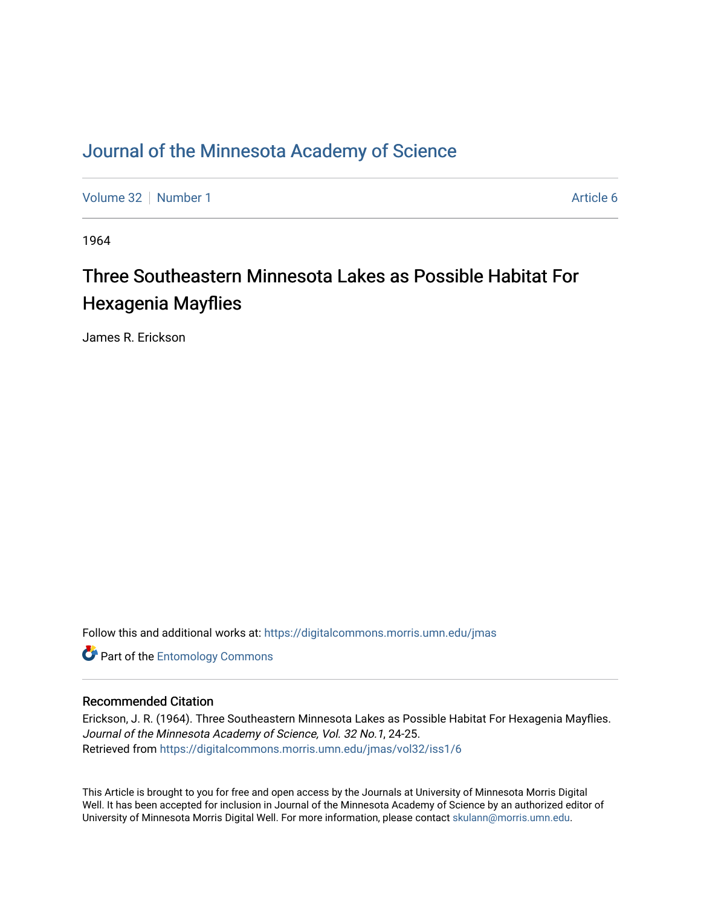# Journal of the Minnesota Academy of Science

Volume 32 | Number 1 | Article 6

1964

## Three Southeastern Minnesota Lakes as Possible Habitat For Hexagenia Mayflies

James R. Erickson

Follow this and additional works at: https://digitalcommons.morris.umn.edu/jmas

Part of the Entomology Commons

### Recommended Citation

Erickson, J. R. (1964). Three Southeastern Minnesota Lakes as Possible Habitat For Hexagenia Mayflies. *Journal of the Minnesota Academy of Science, Vol. 32 No.1*, 24-25.
Retrieved from https://digitalcommons.morris.umn.edu/jmas/vol32/iss1/6

This Article is brought to you for free and open access by the Journals at University of Minnesota Morris Digital Well. It has been accepted for inclusion in Journal of the Minnesota Academy of Science by an authorized editor of University of Minnesota Morris Digital Well. For more information, please contact skulann@morris.umn.edu.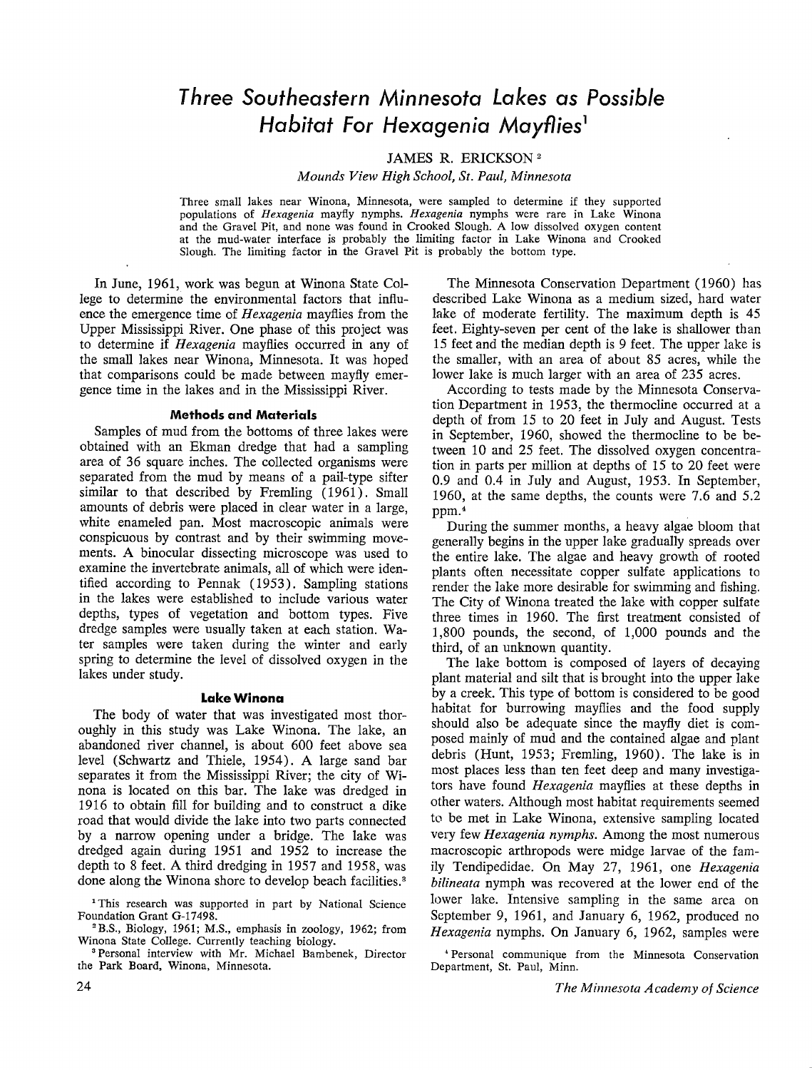# *Three Southeastern Minnesota Lakes as Possible Habitat For Hexagenia Mayflies*[1]

JAMES R. ERICKSON [2]

*Mounds View High School, St. Paul, Minnesota*

Three small lakes near Winona, Minnesota, were sampled to determine if they supported populations of *Hexagenia* mayfly nymphs. *Hexagenia* nymphs were rare in Lake Winona and the Gravel Pit, and none was found in Crooked Slough. A low dissolved oxygen content at the mud-water interface is probably the limiting factor in Lake Winona and Crooked Slough. The limiting factor in the Gravel Pit is probably the bottom type.

In June, 1961, work was begun at Winona State College to determine the environmental factors that influence the emergence time of *Hexagenia* mayflies from the Upper Mississippi River. One phase of this project was to determine if *Hexagenia* mayflies occurred in any of the small lakes near Winona, Minnesota. It was hoped that comparisons could be made between mayfly emergence time in the lakes and in the Mississippi River.

### Methods and Materials

Samples of mud from the bottoms of three lakes were obtained with an Ekman dredge that had a sampling area of 36 square inches. The collected organisms were separated from the mud by means of a pail-type sifter similar to that described by Fremling (1961). Small amounts of debris were placed in clear water in a large, white enameled pan. Most macroscopic animals were conspicuous by contrast and by their swimming movements. A binocular dissecting microscope was used to examine the invertebrate animals, all of which were identified according to Pennak (1953). Sampling stations in the lakes were established to include various water depths, types of vegetation and bottom types. Five dredge samples were usually taken at each station. Water samples were taken during the winter and early spring to determine the level of dissolved oxygen in the lakes under study.

### Lake Winona

The body of water that was investigated most thoroughly in this study was Lake Winona. The lake, an abandoned river channel, is about 600 feet above sea level (Schwartz and Thiele, 1954). A large sand bar separates it from the Mississippi River; the city of Winona is located on this bar. The lake was dredged in 1916 to obtain fill for building and to construct a dike road that would divide the lake into two parts connected by a narrow opening under a bridge. The lake was dredged again during 1951 and 1952 to increase the depth to 8 feet. A third dredging in 1957 and 1958, was done along the Winona shore to develop beach facilities.[3]

The Minnesota Conservation Department (1960) has described Lake Winona as a medium sized, hard water lake of moderate fertility. The maximum depth is 45 feet. Eighty-seven per cent of the lake is shallower than 15 feet and the median depth is 9 feet. The upper lake is the smaller, with an area of about 85 acres, while the lower lake is much larger with an area of 235 acres.

According to tests made by the Minnesota Conservation Department in 1953, the thermocline occurred at a depth of from 15 to 20 feet in July and August. Tests in September, 1960, showed the thermocline to be between 10 and 25 feet. The dissolved oxygen concentration in parts per million at depths of 15 to 20 feet were 0.9 and 0.4 in July and August, 1953. In September, 1960, at the same depths, the counts were 7.6 and 5.2 ppm.[4]

During the summer months, a heavy algae bloom that generally begins in the upper lake gradually spreads over the entire lake. The algae and heavy growth of rooted plants often necessitate copper sulfate applications to render the lake more desirable for swimming and fishing. The City of Winona treated the lake with copper sulfate three times in 1960. The first treatment consisted of 1,800 pounds, the second, of 1,000 pounds and the third, of an unknown quantity.

The lake bottom is composed of layers of decaying plant material and silt that is brought into the upper lake by a creek. This type of bottom is considered to be good habitat for burrowing mayflies and the food supply should also be adequate since the mayfly diet is composed mainly of mud and the contained algae and plant debris (Hunt, 1953; Fremling, 1960). The lake is in most places less than ten feet deep and many investigators have found *Hexagenia* mayflies at these depths in other waters. Although most habitat requirements seemed to be met in Lake Winona, extensive sampling located very few *Hexagenia nymphs*. Among the most numerous macroscopic arthropods were midge larvae of the family Tendipedidae. On May 27, 1961, one *Hexagenia bilineata* nymph was recovered at the lower end of the lower lake. Intensive sampling in the same area on September 9, 1961, and January 6, 1962, produced no *Hexagenia* nymphs. On January 6, 1962, samples were

[1] This research was supported in part by National Science Foundation Grant G-17498.

[2] B.S., Biology, 1961; M.S., emphasis in zoology, 1962; from Winona State College. Currently teaching biology.

[3] Personal interview with Mr. Michael Bambenek, Director the Park Board, Winona, Minnesota.

[4] Personal communique from the Minnesota Conservation Department, St. Paul, Minn.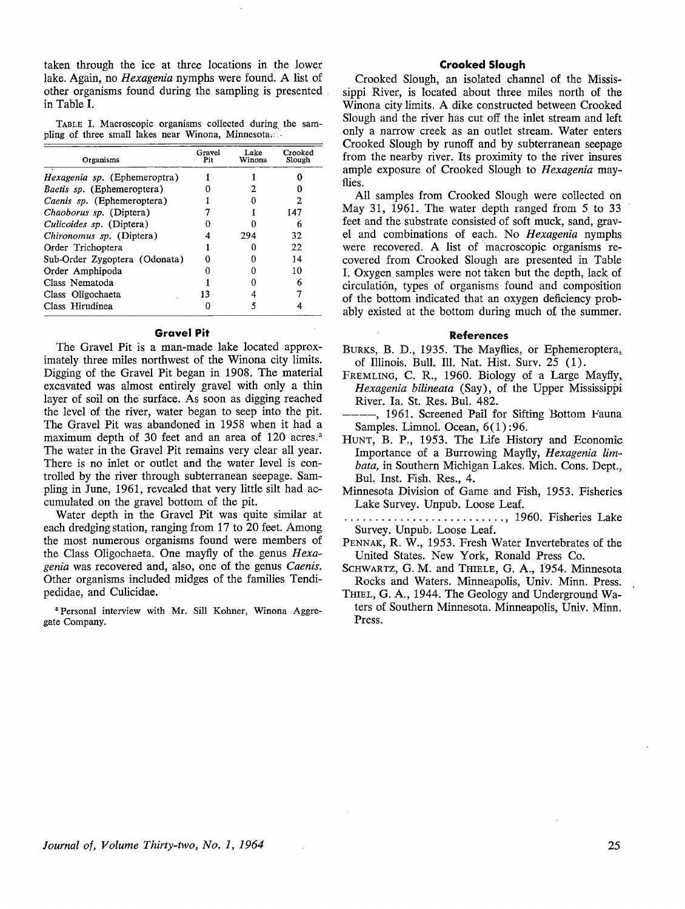taken through the ice at three locations in the lower lake. Again, no *Hexagenia* nymphs were found. A list of other organisms found during the sampling is presented in Table I.

TABLE I. Macroscopic organisms collected during the sampling of three small lakes near Winona, Minnesota.

| Organisms | Gravel Pit | Lake Winona | Crooked Slough |
|---|---|---|---|
| *Hexagenia sp.* (Ephemeroptra) | 1 | 1 | 0 |
| *Baetis sp.* (Ephemeroptera) | 0 | 2 | 0 |
| *Caenis sp.* (Ephemeroptera) | 1 | 0 | 2 |
| *Chaoborus sp.* (Diptera) | 7 | 1 | 147 |
| *Culicoides sp.* (Diptera) | 0 | 0 | 6 |
| *Chironomus sp.* (Diptera) | 4 | 294 | 32 |
| Order Trichoptera | 1 | 0 | 22 |
| Sub-Order Zygoptera (Odonata) | 0 | 0 | 14 |
| Order Amphipoda | 0 | 0 | 10 |
| Class Nematoda | 1 | 0 | 6 |
| Class Oligochaeta | 13 | 4 | 7 |
| Class Hirudinea | 0 | 5 | 4 |

### Gravel Pit

The Gravel Pit is a man-made lake located approximately three miles northwest of the Winona city limits. Digging of the Gravel Pit began in 1908. The material excavated was almost entirely gravel with only a thin layer of soil on the surface. As soon as digging reached the level of the river, water began to seep into the pit. The Gravel Pit was abandoned in 1958 when it had a maximum depth of 30 feet and an area of 120 acres.[5] The water in the Gravel Pit remains very clear all year. There is no inlet or outlet and the water level is controlled by the river through subterranean seepage. Sampling in June, 1961, revealed that very little silt had accumulated on the gravel bottom of the pit.

Water depth in the Gravel Pit was quite similar at each dredging station, ranging from 17 to 20 feet. Among the most numerous organisms found were members of the Class Oligochaeta. One mayfly of the genus *Hexagenia* was recovered and, also, one of the genus *Caenis*. Other organisms included midges of the families Tendipedidae, and Culicidae.

[5] Personal interview with Mr. Sill Kohner, Winona Aggregate Company.

### Crooked Slough

Crooked Slough, an isolated channel of the Mississippi River, is located about three miles north of the Winona city limits. A dike constructed between Crooked Slough and the river has cut off the inlet stream and left only a narrow creek as an outlet stream. Water enters Crooked Slough by runoff and by subterranean seepage from the nearby river. Its proximity to the river insures ample exposure of Crooked Slough to *Hexagenia* mayflies.

All samples from Crooked Slough were collected on May 31, 1961. The water depth ranged from 5 to 33 feet and the substrate consisted of soft muck, sand, gravel and combinations of each. No *Hexagenia* nymphs were recovered. A list of macroscopic organisms recovered from Crooked Slough are presented in Table I. Oxygen samples were not taken but the depth, lack of circulation, types of organisms found and composition of the bottom indicated that an oxygen deficiency probably existed at the bottom during much of the summer.

### References

BURKS, B. D., 1935. The Mayflies, or Ephemeroptera, of Illinois. Bull. Ill. Nat. Hist. Surv. 25 (1).

FREMLING, C. R., 1960. Biology of a Large Mayfly, *Hexagenia bilineata* (Say), of the Upper Mississippi River. Ia. St. Res. Bul. 482.

———, 1961. Screened Pail for Sifting Bottom Fauna Samples. Limnol. Ocean, 6(1):96.

HUNT, B. P., 1953. The Life History and Economic Importance of a Burrowing Mayfly, *Hexagenia limbata*, in Southern Michigan Lakes. Mich. Cons. Dept., Bul. Inst. Fish. Res., 4.

Minnesota Division of Game and Fish, 1953. Fisheries Lake Survey. Unpub. Loose Leaf.

.........................., 1960. Fisheries Lake Survey. Unpub. Loose Leaf.

PENNAK, R. W., 1953. Fresh Water Invertebrates of the United States. New York, Ronald Press Co.

SCHWARTZ, G. M. and THIELE, G. A., 1954. Minnesota Rocks and Waters. Minneapolis, Univ. Minn. Press.

THIEL, G. A., 1944. The Geology and Underground Waters of Southern Minnesota. Minneapolis, Univ. Minn. Press.